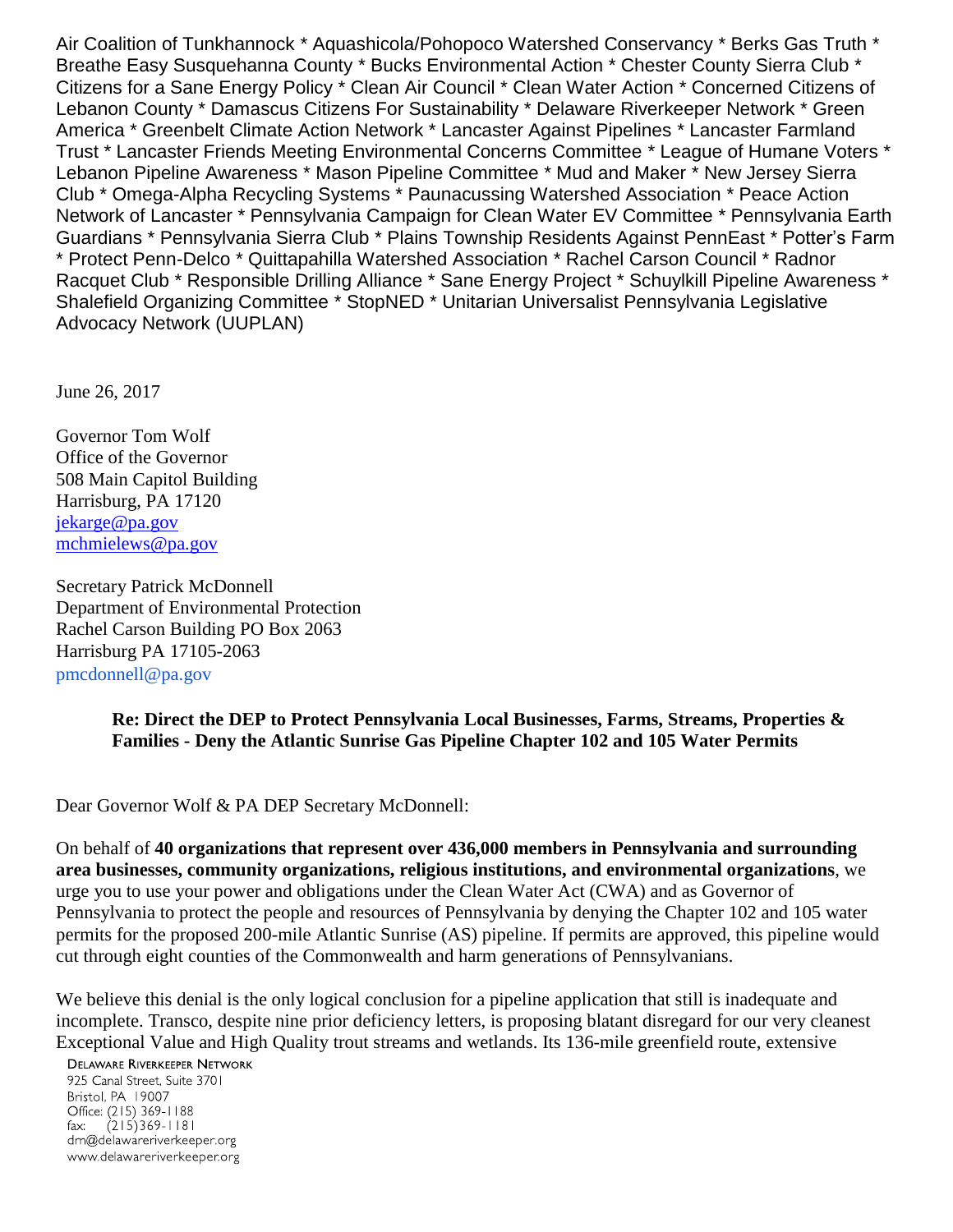Air Coalition of Tunkhannock * Aquashicola/Pohopoco Watershed Conservancy * Berks Gas Truth * Breathe Easy Susquehanna County * Bucks Environmental Action * Chester County Sierra Club * Citizens for a Sane Energy Policy * Clean Air Council * Clean Water Action * Concerned Citizens of Lebanon County * Damascus Citizens For Sustainability * Delaware Riverkeeper Network * Green America * Greenbelt Climate Action Network * Lancaster Against Pipelines * Lancaster Farmland Trust * Lancaster Friends Meeting Environmental Concerns Committee * League of Humane Voters * Lebanon Pipeline Awareness * Mason Pipeline Committee * Mud and Maker * New Jersey Sierra Club * Omega-Alpha Recycling Systems * Paunacussing Watershed Association * Peace Action Network of Lancaster * Pennsylvania Campaign for Clean Water EV Committee * Pennsylvania Earth Guardians * Pennsylvania Sierra Club * Plains Township Residents Against PennEast * Potter's Farm * Protect Penn-Delco * Quittapahilla Watershed Association * Rachel Carson Council * Radnor Racquet Club * Responsible Drilling Alliance * Sane Energy Project * Schuylkill Pipeline Awareness * Shalefield Organizing Committee * StopNED * Unitarian Universalist Pennsylvania Legislative Advocacy Network (UUPLAN)

June 26, 2017

Governor Tom Wolf
Office of the Governor
508 Main Capitol Building
Harrisburg, PA 17120
jekarge@pa.gov
mchmielews@pa.gov

Secretary Patrick McDonnell
Department of Environmental Protection
Rachel Carson Building PO Box 2063
Harrisburg PA 17105-2063
pmcdonnell@pa.gov

**Re: Direct the DEP to Protect Pennsylvania Local Businesses, Farms, Streams, Properties & Families - Deny the Atlantic Sunrise Gas Pipeline Chapter 102 and 105 Water Permits**

Dear Governor Wolf & PA DEP Secretary McDonnell:

On behalf of **40 organizations that represent over 436,000 members in Pennsylvania and surrounding area businesses, community organizations, religious institutions, and environmental organizations**, we urge you to use your power and obligations under the Clean Water Act (CWA) and as Governor of Pennsylvania to protect the people and resources of Pennsylvania by denying the Chapter 102 and 105 water permits for the proposed 200-mile Atlantic Sunrise (AS) pipeline. If permits are approved, this pipeline would cut through eight counties of the Commonwealth and harm generations of Pennsylvanians.

We believe this denial is the only logical conclusion for a pipeline application that still is inadequate and incomplete. Transco, despite nine prior deficiency letters, is proposing blatant disregard for our very cleanest Exceptional Value and High Quality trout streams and wetlands. Its 136-mile greenfield route, extensive

Delaware Riverkeeper Network
925 Canal Street, Suite 3701
Bristol, PA 19007
Office: (215) 369-1188
fax: (215)369-1181
drn@delawareriverkeeper.org
www.delawareriverkeeper.org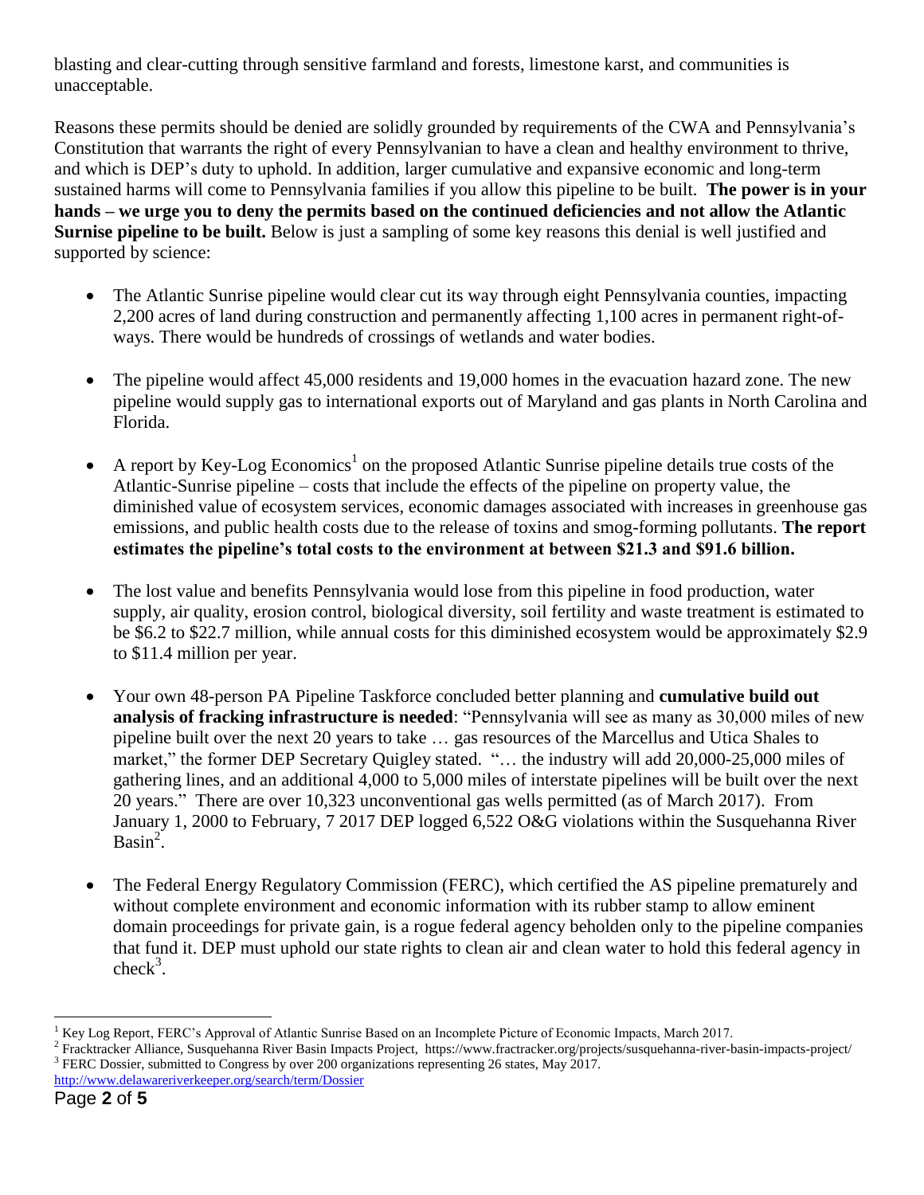blasting and clear-cutting through sensitive farmland and forests, limestone karst, and communities is unacceptable.

Reasons these permits should be denied are solidly grounded by requirements of the CWA and Pennsylvania's Constitution that warrants the right of every Pennsylvanian to have a clean and healthy environment to thrive, and which is DEP's duty to uphold. In addition, larger cumulative and expansive economic and long-term sustained harms will come to Pennsylvania families if you allow this pipeline to be built. **The power is in your hands – we urge you to deny the permits based on the continued deficiencies and not allow the Atlantic Surnise pipeline to be built.** Below is just a sampling of some key reasons this denial is well justified and supported by science:

- The Atlantic Sunrise pipeline would clear cut its way through eight Pennsylvania counties, impacting 2,200 acres of land during construction and permanently affecting 1,100 acres in permanent right-of-ways. There would be hundreds of crossings of wetlands and water bodies.

- The pipeline would affect 45,000 residents and 19,000 homes in the evacuation hazard zone. The new pipeline would supply gas to international exports out of Maryland and gas plants in North Carolina and Florida.

- A report by Key-Log Economics[1] on the proposed Atlantic Sunrise pipeline details true costs of the Atlantic-Sunrise pipeline – costs that include the effects of the pipeline on property value, the diminished value of ecosystem services, economic damages associated with increases in greenhouse gas emissions, and public health costs due to the release of toxins and smog-forming pollutants. **The report estimates the pipeline's total costs to the environment at between $21.3 and $91.6 billion.**

- The lost value and benefits Pennsylvania would lose from this pipeline in food production, water supply, air quality, erosion control, biological diversity, soil fertility and waste treatment is estimated to be $6.2 to $22.7 million, while annual costs for this diminished ecosystem would be approximately $2.9 to $11.4 million per year.

- Your own 48-person PA Pipeline Taskforce concluded better planning and **cumulative build out analysis of fracking infrastructure is needed**: "Pennsylvania will see as many as 30,000 miles of new pipeline built over the next 20 years to take … gas resources of the Marcellus and Utica Shales to market," the former DEP Secretary Quigley stated. "… the industry will add 20,000-25,000 miles of gathering lines, and an additional 4,000 to 5,000 miles of interstate pipelines will be built over the next 20 years." There are over 10,323 unconventional gas wells permitted (as of March 2017). From January 1, 2000 to February, 7 2017 DEP logged 6,522 O&G violations within the Susquehanna River Basin[2].

- The Federal Energy Regulatory Commission (FERC), which certified the AS pipeline prematurely and without complete environment and economic information with its rubber stamp to allow eminent domain proceedings for private gain, is a rogue federal agency beholden only to the pipeline companies that fund it. DEP must uphold our state rights to clean air and clean water to hold this federal agency in check[3].

---

[1] Key Log Report, FERC's Approval of Atlantic Sunrise Based on an Incomplete Picture of Economic Impacts, March 2017.

[2] Fracktracker Alliance, Susquehanna River Basin Impacts Project, https://www.fractracker.org/projects/susquehanna-river-basin-impacts-project/

[3] FERC Dossier, submitted to Congress by over 200 organizations representing 26 states, May 2017. http://www.delawareriverkeeper.org/search/term/Dossier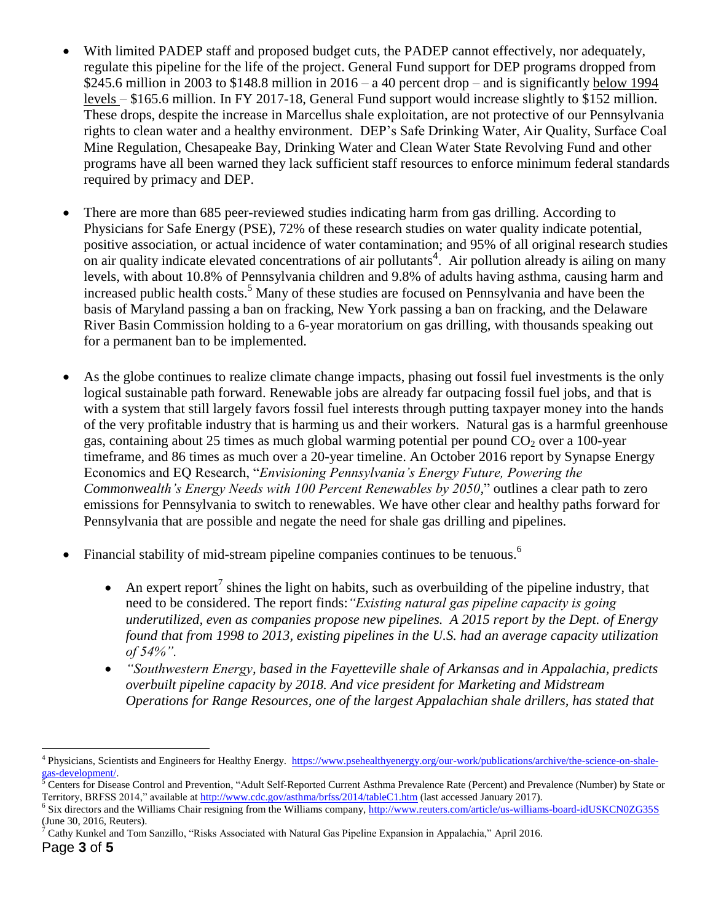- With limited PADEP staff and proposed budget cuts, the PADEP cannot effectively, nor adequately, regulate this pipeline for the life of the project. General Fund support for DEP programs dropped from \$245.6 million in 2003 to \$148.8 million in 2016 – a 40 percent drop – and is significantly below 1994 levels – \$165.6 million. In FY 2017-18, General Fund support would increase slightly to \$152 million. These drops, despite the increase in Marcellus shale exploitation, are not protective of our Pennsylvania rights to clean water and a healthy environment. DEP's Safe Drinking Water, Air Quality, Surface Coal Mine Regulation, Chesapeake Bay, Drinking Water and Clean Water State Revolving Fund and other programs have all been warned they lack sufficient staff resources to enforce minimum federal standards required by primacy and DEP.

- There are more than 685 peer-reviewed studies indicating harm from gas drilling. According to Physicians for Safe Energy (PSE), 72% of these research studies on water quality indicate potential, positive association, or actual incidence of water contamination; and 95% of all original research studies on air quality indicate elevated concentrations of air pollutants[4]. Air pollution already is ailing on many levels, with about 10.8% of Pennsylvania children and 9.8% of adults having asthma, causing harm and increased public health costs.[5] Many of these studies are focused on Pennsylvania and have been the basis of Maryland passing a ban on fracking, New York passing a ban on fracking, and the Delaware River Basin Commission holding to a 6-year moratorium on gas drilling, with thousands speaking out for a permanent ban to be implemented.

- As the globe continues to realize climate change impacts, phasing out fossil fuel investments is the only logical sustainable path forward. Renewable jobs are already far outpacing fossil fuel jobs, and that is with a system that still largely favors fossil fuel interests through putting taxpayer money into the hands of the very profitable industry that is harming us and their workers. Natural gas is a harmful greenhouse gas, containing about 25 times as much global warming potential per pound $CO_2$ over a 100-year timeframe, and 86 times as much over a 20-year timeline. An October 2016 report by Synapse Energy Economics and EQ Research, "*Envisioning Pennsylvania's Energy Future, Powering the Commonwealth's Energy Needs with 100 Percent Renewables by 2050*," outlines a clear path to zero emissions for Pennsylvania to switch to renewables. We have other clear and healthy paths forward for Pennsylvania that are possible and negate the need for shale gas drilling and pipelines.

- Financial stability of mid-stream pipeline companies continues to be tenuous.[6]
  - An expert report[7] shines the light on habits, such as overbuilding of the pipeline industry, that need to be considered. The report finds: *"Existing natural gas pipeline capacity is going underutilized, even as companies propose new pipelines. A 2015 report by the Dept. of Energy found that from 1998 to 2013, existing pipelines in the U.S. had an average capacity utilization of 54%".*
  - *"Southwestern Energy, based in the Fayetteville shale of Arkansas and in Appalachia, predicts overbuilt pipeline capacity by 2018. And vice president for Marketing and Midstream Operations for Range Resources, one of the largest Appalachian shale drillers, has stated that*

---

[4] Physicians, Scientists and Engineers for Healthy Energy. https://www.psehealthyenergy.org/our-work/publications/archive/the-science-on-shale-gas-development/.

[5] Centers for Disease Control and Prevention, "Adult Self-Reported Current Asthma Prevalence Rate (Percent) and Prevalence (Number) by State or Territory, BRFSS 2014," available at http://www.cdc.gov/asthma/brfss/2014/tableC1.htm (last accessed January 2017).

[6] Six directors and the Williams Chair resigning from the Williams company, http://www.reuters.com/article/us-williams-board-idUSKCN0ZG35S (June 30, 2016, Reuters).

[7] Cathy Kunkel and Tom Sanzillo, "Risks Associated with Natural Gas Pipeline Expansion in Appalachia," April 2016.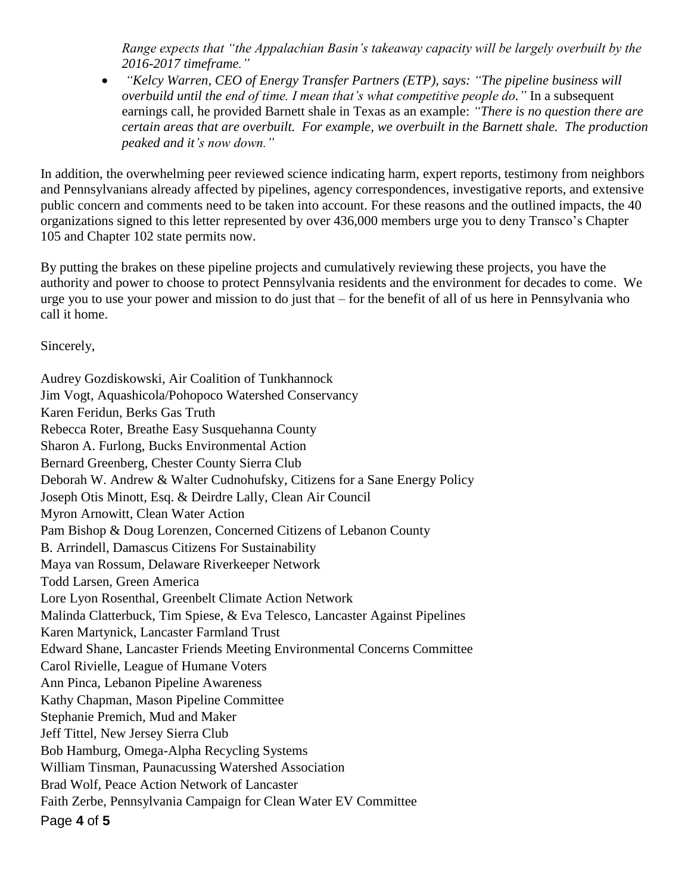*Range expects that "the Appalachian Basin's takeaway capacity will be largely overbuilt by the 2016-2017 timeframe."*

- *"Kelcy Warren, CEO of Energy Transfer Partners (ETP), says: "The pipeline business will overbuild until the end of time. I mean that's what competitive people do."* In a subsequent earnings call, he provided Barnett shale in Texas as an example: *"There is no question there are certain areas that are overbuilt. For example, we overbuilt in the Barnett shale. The production peaked and it's now down."*

In addition, the overwhelming peer reviewed science indicating harm, expert reports, testimony from neighbors and Pennsylvanians already affected by pipelines, agency correspondences, investigative reports, and extensive public concern and comments need to be taken into account. For these reasons and the outlined impacts, the 40 organizations signed to this letter represented by over 436,000 members urge you to deny Transco's Chapter 105 and Chapter 102 state permits now.

By putting the brakes on these pipeline projects and cumulatively reviewing these projects, you have the authority and power to choose to protect Pennsylvania residents and the environment for decades to come. We urge you to use your power and mission to do just that – for the benefit of all of us here in Pennsylvania who call it home.

Sincerely,

Audrey Gozdiskowski, Air Coalition of Tunkhannock
Jim Vogt, Aquashicola/Pohopoco Watershed Conservancy
Karen Feridun, Berks Gas Truth
Rebecca Roter, Breathe Easy Susquehanna County
Sharon A. Furlong, Bucks Environmental Action
Bernard Greenberg, Chester County Sierra Club
Deborah W. Andrew & Walter Cudnohufsky, Citizens for a Sane Energy Policy
Joseph Otis Minott, Esq. & Deirdre Lally, Clean Air Council
Myron Arnowitt, Clean Water Action
Pam Bishop & Doug Lorenzen, Concerned Citizens of Lebanon County
B. Arrindell, Damascus Citizens For Sustainability
Maya van Rossum, Delaware Riverkeeper Network
Todd Larsen, Green America
Lore Lyon Rosenthal, Greenbelt Climate Action Network
Malinda Clatterbuck, Tim Spiese, & Eva Telesco, Lancaster Against Pipelines
Karen Martynick, Lancaster Farmland Trust
Edward Shane, Lancaster Friends Meeting Environmental Concerns Committee
Carol Rivielle, League of Humane Voters
Ann Pinca, Lebanon Pipeline Awareness
Kathy Chapman, Mason Pipeline Committee
Stephanie Premich, Mud and Maker
Jeff Tittel, New Jersey Sierra Club
Bob Hamburg, Omega-Alpha Recycling Systems
William Tinsman, Paunacussing Watershed Association
Brad Wolf, Peace Action Network of Lancaster
Faith Zerbe, Pennsylvania Campaign for Clean Water EV Committee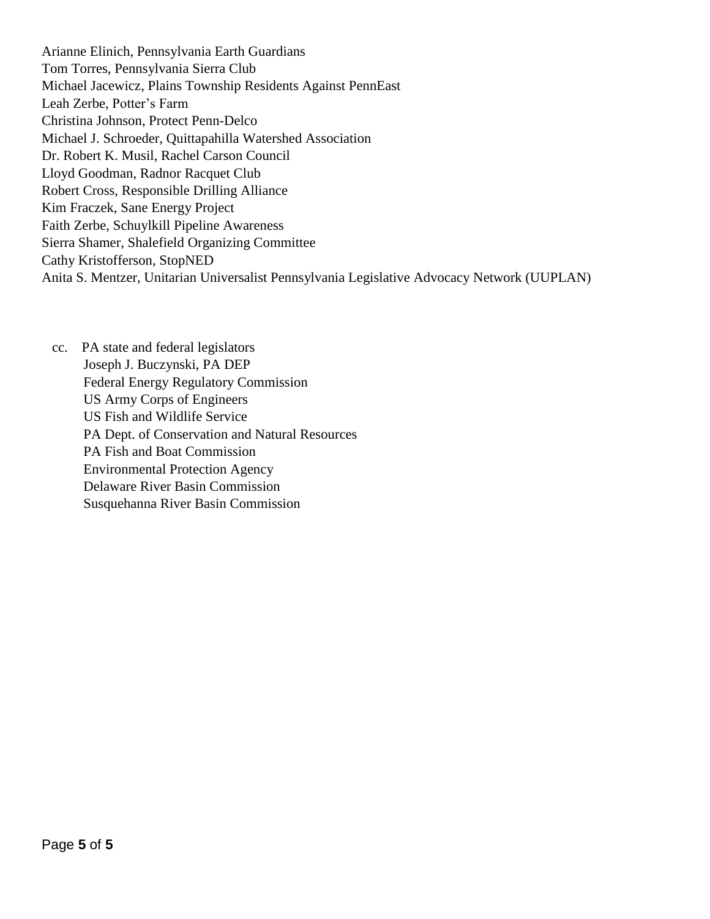Arianne Elinich, Pennsylvania Earth Guardians
Tom Torres, Pennsylvania Sierra Club
Michael Jacewicz, Plains Township Residents Against PennEast
Leah Zerbe, Potter's Farm
Christina Johnson, Protect Penn-Delco
Michael J. Schroeder, Quittapahilla Watershed Association
Dr. Robert K. Musil, Rachel Carson Council
Lloyd Goodman, Radnor Racquet Club
Robert Cross, Responsible Drilling Alliance
Kim Fraczek, Sane Energy Project
Faith Zerbe, Schuylkill Pipeline Awareness
Sierra Shamer, Shalefield Organizing Committee
Cathy Kristofferson, StopNED
Anita S. Mentzer, Unitarian Universalist Pennsylvania Legislative Advocacy Network (UUPLAN)

cc. PA state and federal legislators
Joseph J. Buczynski, PA DEP
Federal Energy Regulatory Commission
US Army Corps of Engineers
US Fish and Wildlife Service
PA Dept. of Conservation and Natural Resources
PA Fish and Boat Commission
Environmental Protection Agency
Delaware River Basin Commission
Susquehanna River Basin Commission